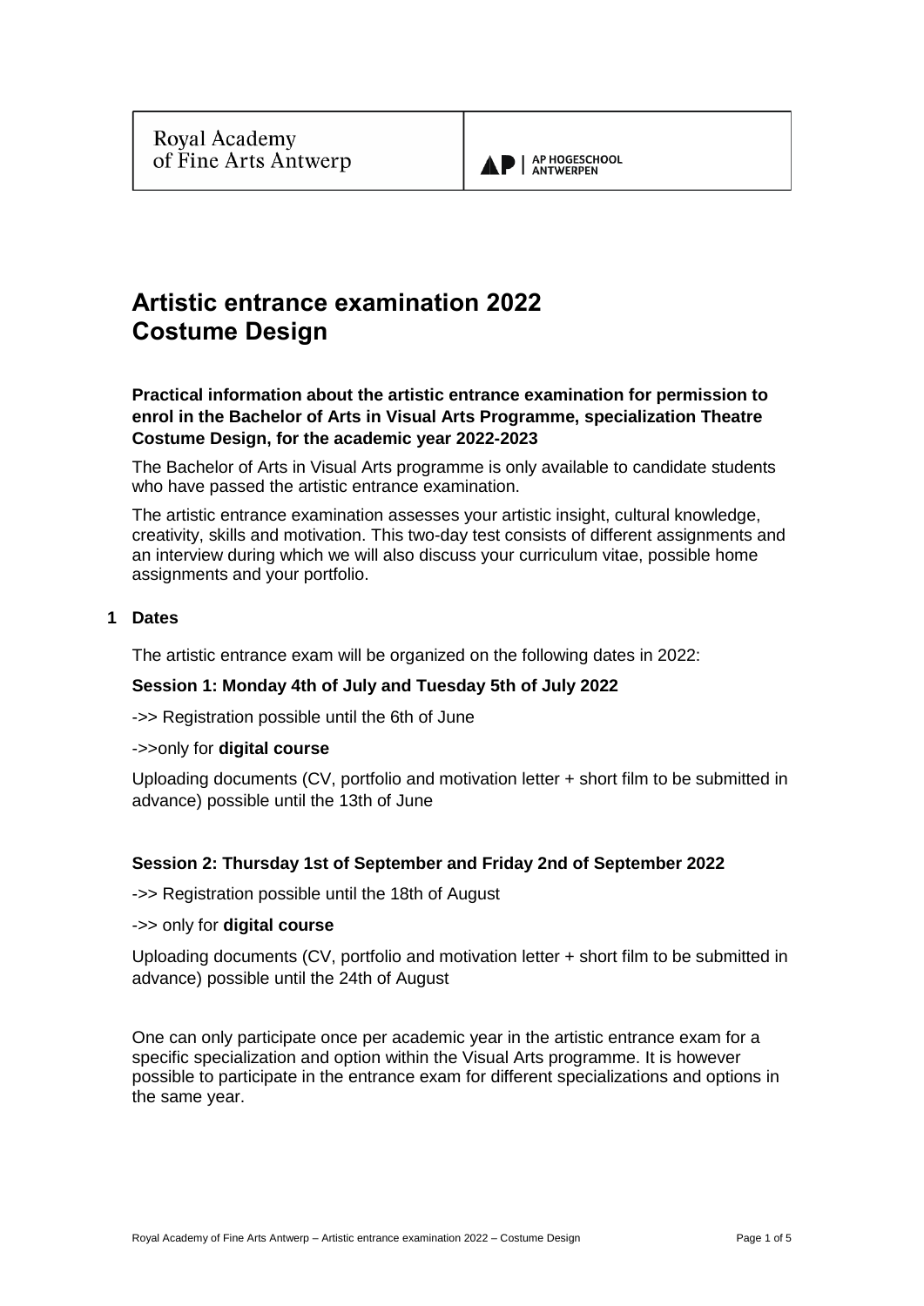Royal Academy of Fine Arts Antwerp | AP HOGESCHOOL ANTWERPEN

# Artistic entrance examination 2022
# Costume Design

**Practical information about the artistic entrance examination for permission to enrol in the Bachelor of Arts in Visual Arts Programme, specialization Theatre Costume Design, for the academic year 2022-2023**

The Bachelor of Arts in Visual Arts programme is only available to candidate students who have passed the artistic entrance examination.

The artistic entrance examination assesses your artistic insight, cultural knowledge, creativity, skills and motivation. This two-day test consists of different assignments and an interview during which we will also discuss your curriculum vitae, possible home assignments and your portfolio.

## 1 Dates

The artistic entrance exam will be organized on the following dates in 2022:

**Session 1: Monday 4th of July and Tuesday 5th of July 2022**

->> Registration possible until the 6th of June

->>only for **digital course**

Uploading documents (CV, portfolio and motivation letter + short film to be submitted in advance) possible until the 13th of June

**Session 2: Thursday 1st of September and Friday 2nd of September 2022**

->> Registration possible until the 18th of August

->> only for **digital course**

Uploading documents (CV, portfolio and motivation letter + short film to be submitted in advance) possible until the 24th of August

One can only participate once per academic year in the artistic entrance exam for a specific specialization and option within the Visual Arts programme. It is however possible to participate in the entrance exam for different specializations and options in the same year.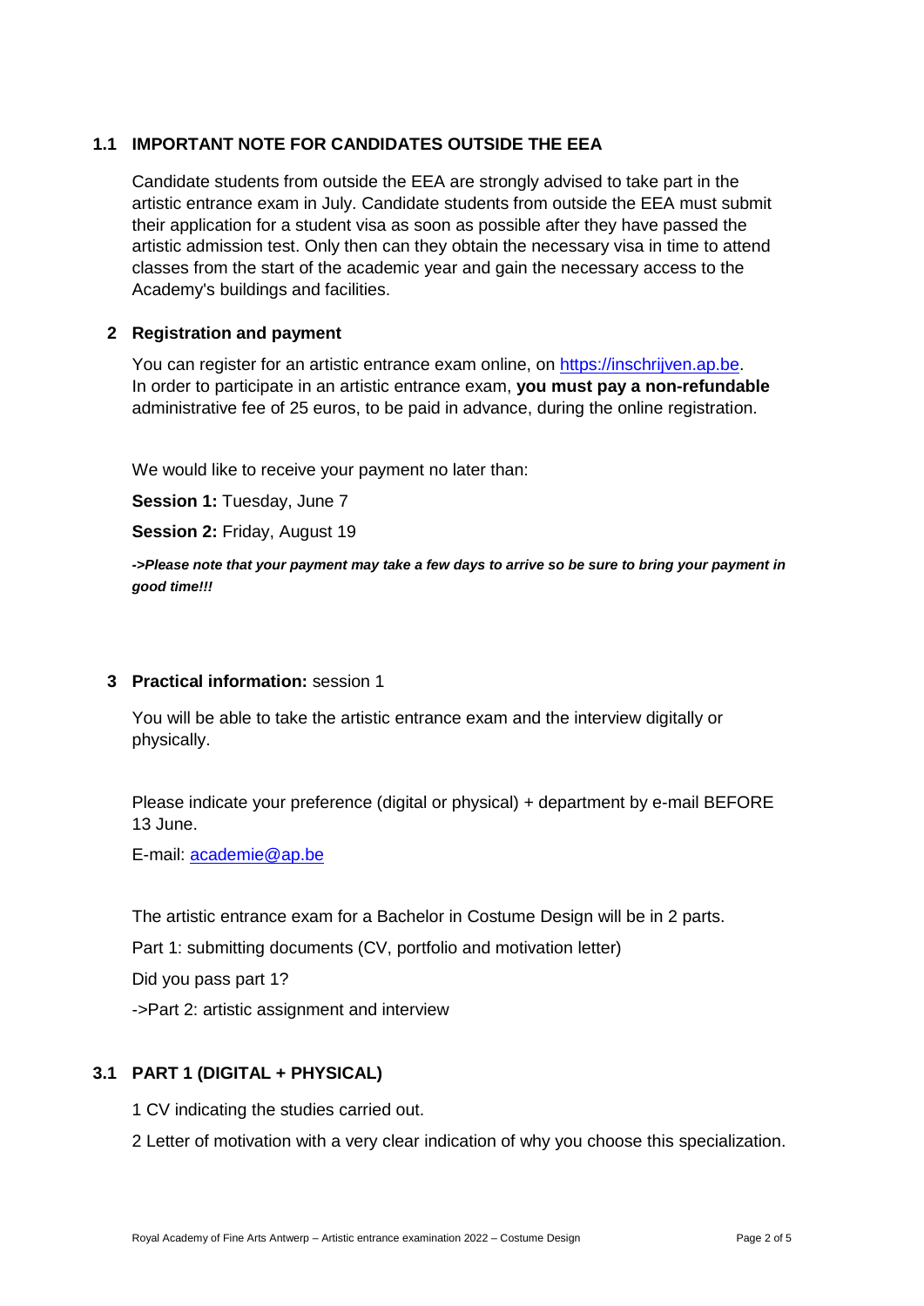## 1.1 IMPORTANT NOTE FOR CANDIDATES OUTSIDE THE EEA

Candidate students from outside the EEA are strongly advised to take part in the artistic entrance exam in July. Candidate students from outside the EEA must submit their application for a student visa as soon as possible after they have passed the artistic admission test. Only then can they obtain the necessary visa in time to attend classes from the start of the academic year and gain the necessary access to the Academy's buildings and facilities.

## 2 Registration and payment

You can register for an artistic entrance exam online, on [https://inschrijven.ap.be](https://inschrijven.ap.be).
In order to participate in an artistic entrance exam, **you must pay a non-refundable** administrative fee of 25 euros, to be paid in advance, during the online registration.

We would like to receive your payment no later than:

**Session 1:** Tuesday, June 7

**Session 2:** Friday, August 19

***->Please note that your payment may take a few days to arrive so be sure to bring your payment in good time!!!***

## 3 Practical information: session 1

You will be able to take the artistic entrance exam and the interview digitally or physically.

Please indicate your preference (digital or physical) + department by e-mail BEFORE 13 June.

E-mail: [academie@ap.be](mailto:academie@ap.be)

The artistic entrance exam for a Bachelor in Costume Design will be in 2 parts.

Part 1: submitting documents (CV, portfolio and motivation letter)

Did you pass part 1?

->Part 2: artistic assignment and interview

## 3.1 PART 1 (DIGITAL + PHYSICAL)

1 CV indicating the studies carried out.

2 Letter of motivation with a very clear indication of why you choose this specialization.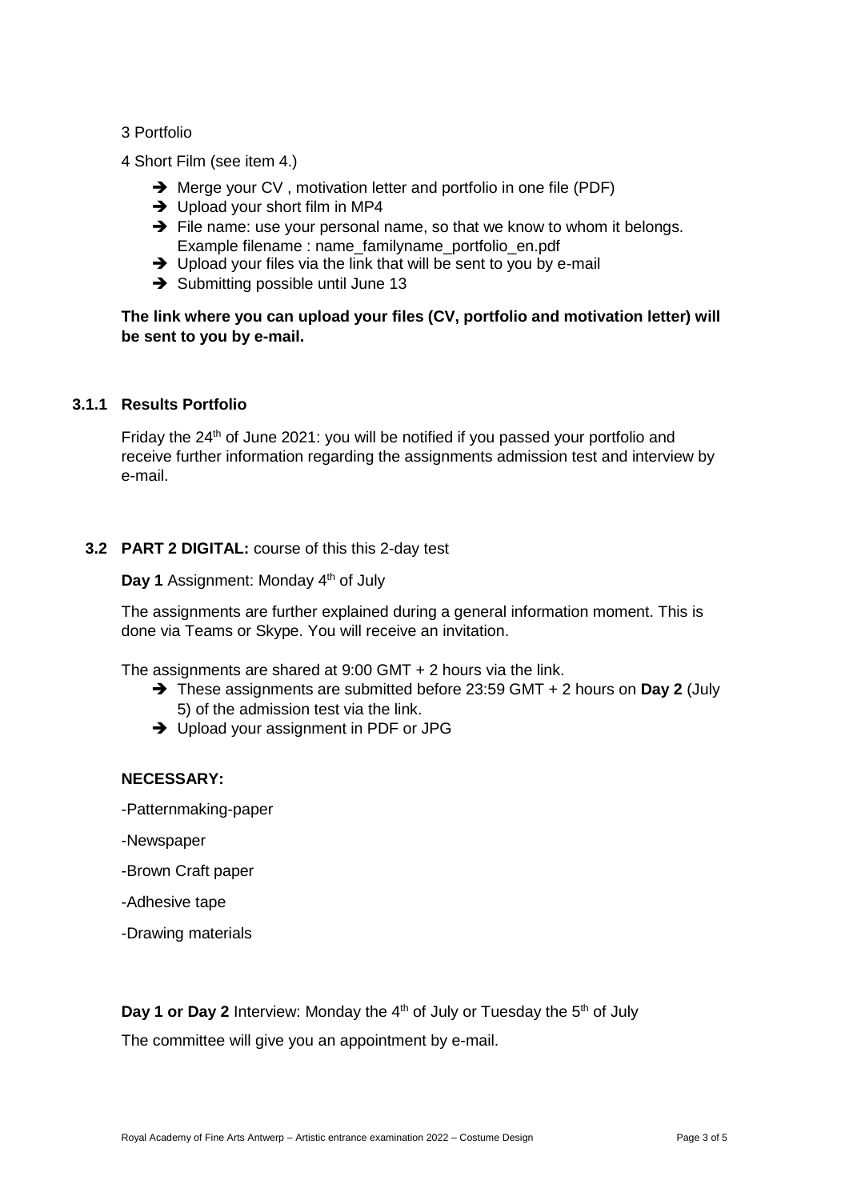3 Portfolio

4 Short Film (see item 4.)

- ➔ Merge your CV , motivation letter and portfolio in one file (PDF)
- ➔ Upload your short film in MP4
- ➔ File name: use your personal name, so that we know to whom it belongs. Example filename : name_familyname_portfolio_en.pdf
- ➔ Upload your files via the link that will be sent to you by e-mail
- ➔ Submitting possible until June 13

**The link where you can upload your files (CV, portfolio and motivation letter) will be sent to you by e-mail.**

### 3.1.1 Results Portfolio

Friday the 24th of June 2021: you will be notified if you passed your portfolio and receive further information regarding the assignments admission test and interview by e-mail.

## 3.2 PART 2 DIGITAL: course of this this 2-day test

**Day 1** Assignment: Monday 4th of July

The assignments are further explained during a general information moment. This is done via Teams or Skype. You will receive an invitation.

The assignments are shared at 9:00 GMT + 2 hours via the link.

- ➔ These assignments are submitted before 23:59 GMT + 2 hours on **Day 2** (July 5) of the admission test via the link.
- ➔ Upload your assignment in PDF or JPG

**NECESSARY:**

-Patternmaking-paper

-Newspaper

-Brown Craft paper

-Adhesive tape

-Drawing materials

**Day 1 or Day 2** Interview: Monday the 4th of July or Tuesday the 5th of July

The committee will give you an appointment by e-mail.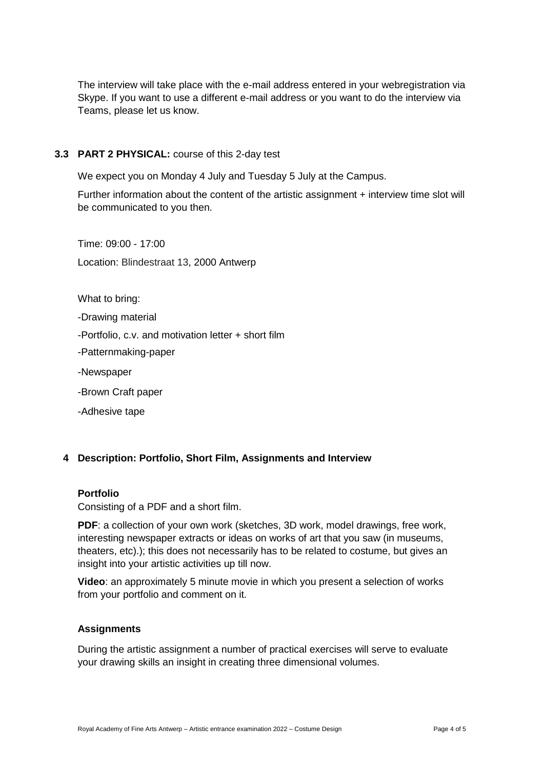The interview will take place with the e-mail address entered in your webregistration via Skype. If you want to use a different e-mail address or you want to do the interview via Teams, please let us know.

### 3.3 PART 2 PHYSICAL: course of this 2-day test

We expect you on Monday 4 July and Tuesday 5 July at the Campus.

Further information about the content of the artistic assignment + interview time slot will be communicated to you then.

Time: 09:00 - 17:00

Location: Blindestraat 13, 2000 Antwerp

What to bring:

-Drawing material

-Portfolio, c.v. and motivation letter + short film

-Patternmaking-paper

-Newspaper

-Brown Craft paper

-Adhesive tape

## 4 Description: Portfolio, Short Film, Assignments and Interview

**Portfolio**

Consisting of a PDF and a short film.

**PDF**: a collection of your own work (sketches, 3D work, model drawings, free work, interesting newspaper extracts or ideas on works of art that you saw (in museums, theaters, etc).); this does not necessarily has to be related to costume, but gives an insight into your artistic activities up till now.

**Video**: an approximately 5 minute movie in which you present a selection of works from your portfolio and comment on it.

**Assignments**

During the artistic assignment a number of practical exercises will serve to evaluate your drawing skills an insight in creating three dimensional volumes.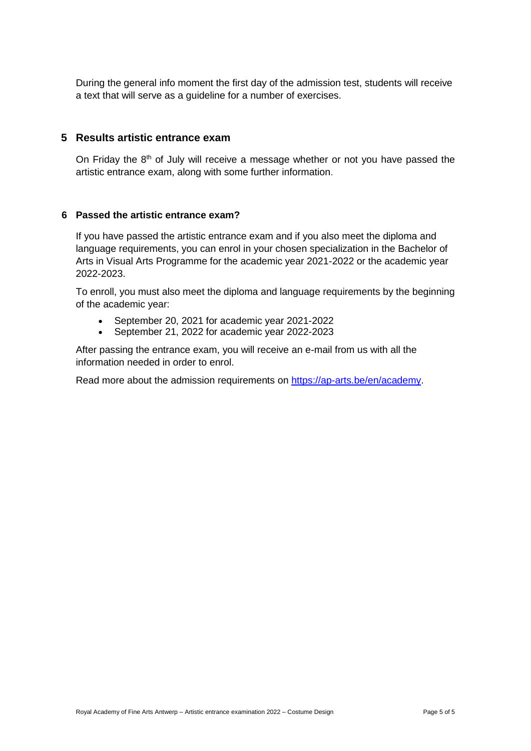During the general info moment the first day of the admission test, students will receive a text that will serve as a guideline for a number of exercises.

## 5 Results artistic entrance exam

On Friday the 8th of July will receive a message whether or not you have passed the artistic entrance exam, along with some further information.

### 6 Passed the artistic entrance exam?

If you have passed the artistic entrance exam and if you also meet the diploma and language requirements, you can enrol in your chosen specialization in the Bachelor of Arts in Visual Arts Programme for the academic year 2021-2022 or the academic year 2022-2023.

To enroll, you must also meet the diploma and language requirements by the beginning of the academic year:

- September 20, 2021 for academic year 2021-2022
- September 21, 2022 for academic year 2022-2023

After passing the entrance exam, you will receive an e-mail from us with all the information needed in order to enrol.

Read more about the admission requirements on [https://ap-arts.be/en/academy](https://ap-arts.be/en/academy).